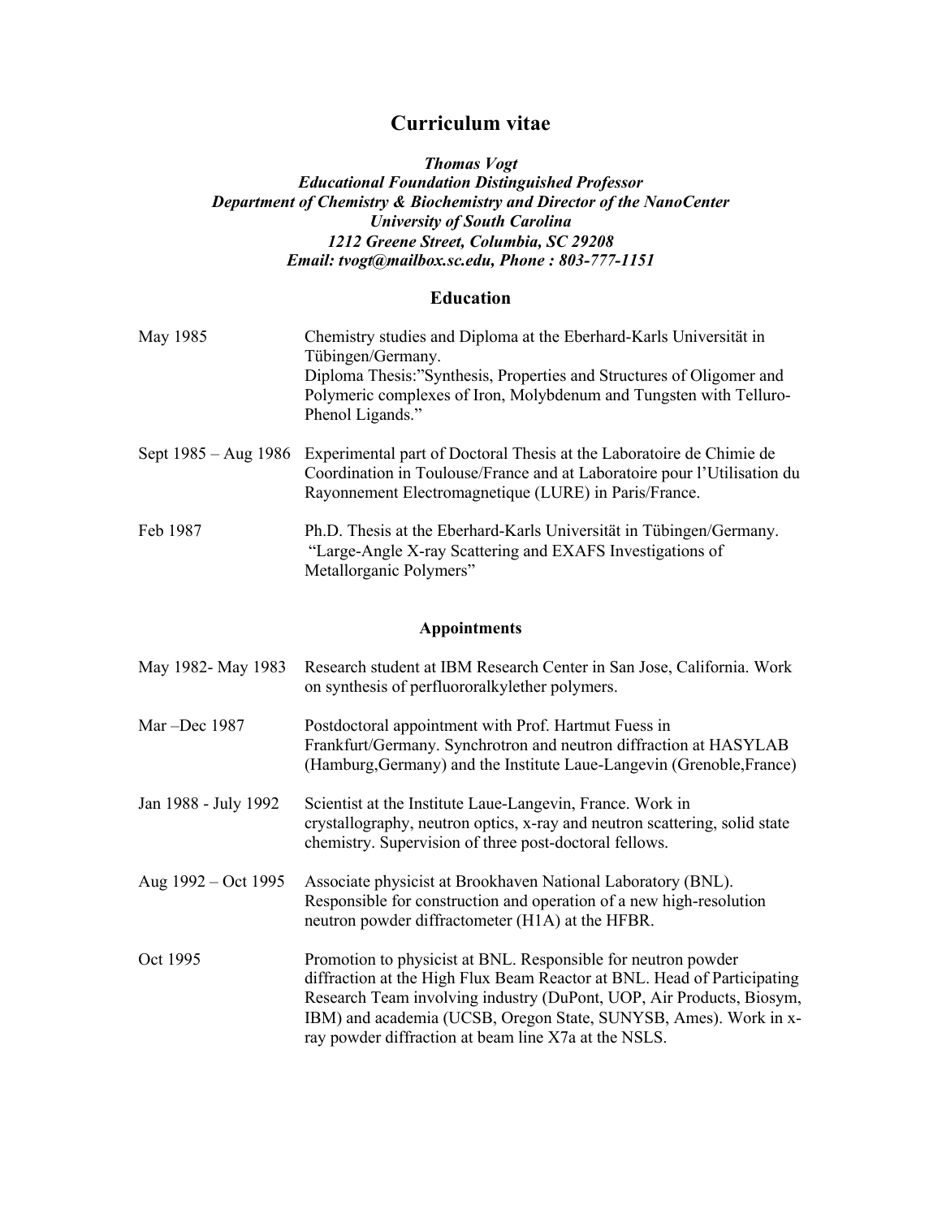# Curriculum vitae

***Thomas Vogt***
***Educational Foundation Distinguished Professor***
***Department of Chemistry & Biochemistry and Director of the NanoCenter***
***University of South Carolina***
***1212 Greene Street, Columbia, SC 29208***
***Email: tvogt@mailbox.sc.edu, Phone : 803-777-1151***

## Education

| | |
|---|---|
| May 1985 | Chemistry studies and Diploma at the Eberhard-Karls Universität in Tübingen/Germany. Diploma Thesis:"Synthesis, Properties and Structures of Oligomer and Polymeric complexes of Iron, Molybdenum and Tungsten with Telluro-Phenol Ligands." |
| Sept 1985 – Aug 1986 | Experimental part of Doctoral Thesis at the Laboratoire de Chimie de Coordination in Toulouse/France and at Laboratoire pour l'Utilisation du Rayonnement Electromagnetique (LURE) in Paris/France. |
| Feb 1987 | Ph.D. Thesis at the Eberhard-Karls Universität in Tübingen/Germany. "Large-Angle X-ray Scattering and EXAFS Investigations of Metallorganic Polymers" |

## Appointments

| | |
|---|---|
| May 1982- May 1983 | Research student at IBM Research Center in San Jose, California. Work on synthesis of perfluororalkylether polymers. |
| Mar –Dec 1987 | Postdoctoral appointment with Prof. Hartmut Fuess in Frankfurt/Germany. Synchrotron and neutron diffraction at HASYLAB (Hamburg,Germany) and the Institute Laue-Langevin (Grenoble,France) |
| Jan 1988 - July 1992 | Scientist at the Institute Laue-Langevin, France. Work in crystallography, neutron optics, x-ray and neutron scattering, solid state chemistry. Supervision of three post-doctoral fellows. |
| Aug 1992 – Oct 1995 | Associate physicist at Brookhaven National Laboratory (BNL). Responsible for construction and operation of a new high-resolution neutron powder diffractometer (H1A) at the HFBR. |
| Oct 1995 | Promotion to physicist at BNL. Responsible for neutron powder diffraction at the High Flux Beam Reactor at BNL. Head of Participating Research Team involving industry (DuPont, UOP, Air Products, Biosym, IBM) and academia (UCSB, Oregon State, SUNYSB, Ames). Work in x-ray powder diffraction at beam line X7a at the NSLS. |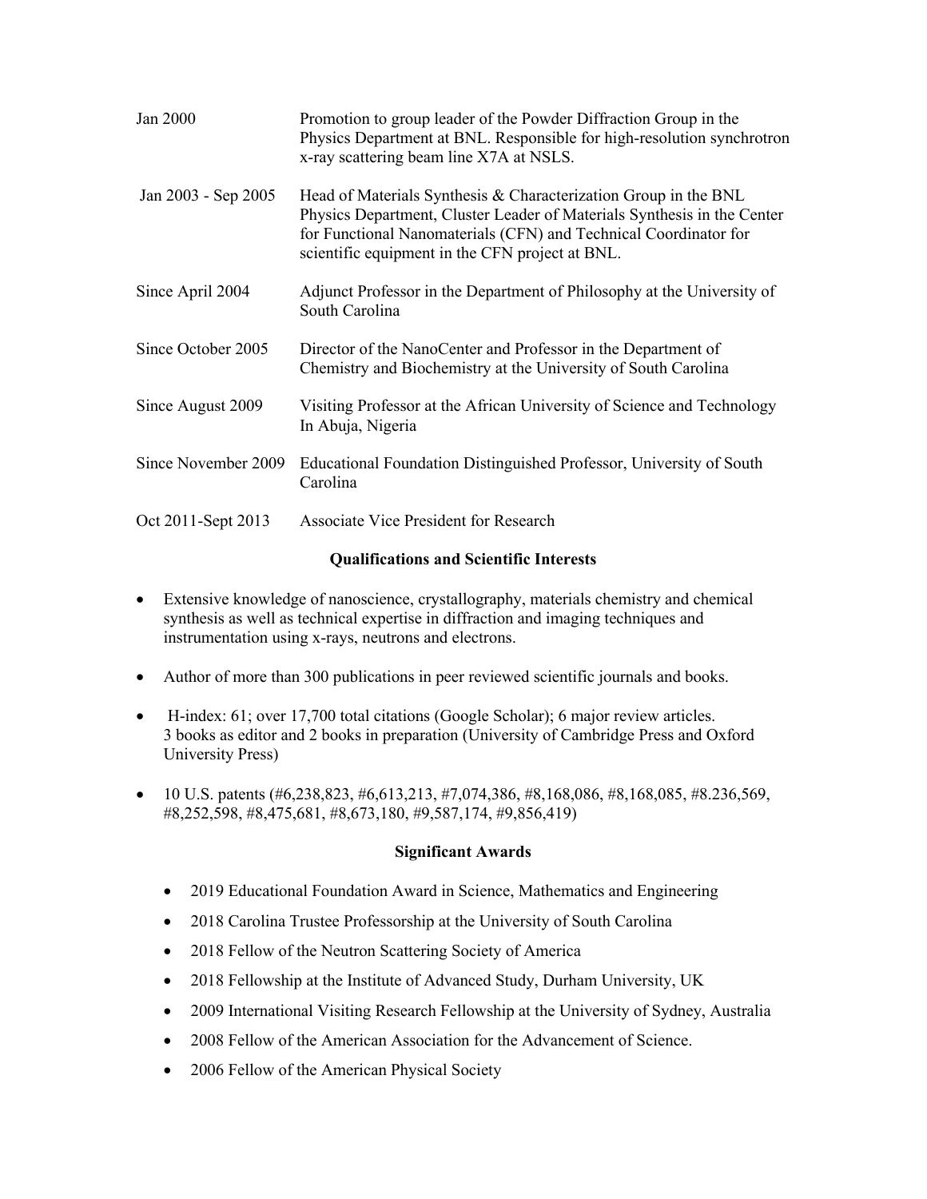| | |
|---|---|
| Jan 2000 | Promotion to group leader of the Powder Diffraction Group in the Physics Department at BNL. Responsible for high-resolution synchrotron x-ray scattering beam line X7A at NSLS. |
| Jan 2003 - Sep 2005 | Head of Materials Synthesis & Characterization Group in the BNL Physics Department, Cluster Leader of Materials Synthesis in the Center for Functional Nanomaterials (CFN) and Technical Coordinator for scientific equipment in the CFN project at BNL. |
| Since April 2004 | Adjunct Professor in the Department of Philosophy at the University of South Carolina |
| Since October 2005 | Director of the NanoCenter and Professor in the Department of Chemistry and Biochemistry at the University of South Carolina |
| Since August 2009 | Visiting Professor at the African University of Science and Technology In Abuja, Nigeria |
| Since November 2009 | Educational Foundation Distinguished Professor, University of South Carolina |
| Oct 2011-Sept 2013 | Associate Vice President for Research |

## Qualifications and Scientific Interests

- Extensive knowledge of nanoscience, crystallography, materials chemistry and chemical synthesis as well as technical expertise in diffraction and imaging techniques and instrumentation using x-rays, neutrons and electrons.
- Author of more than 300 publications in peer reviewed scientific journals and books.
- H-index: 61; over 17,700 total citations (Google Scholar); 6 major review articles. 3 books as editor and 2 books in preparation (University of Cambridge Press and Oxford University Press)
- 10 U.S. patents (#6,238,823, #6,613,213, #7,074,386, #8,168,086, #8,168,085, #8.236,569, #8,252,598, #8,475,681, #8,673,180, #9,587,174, #9,856,419)

## Significant Awards

- 2019 Educational Foundation Award in Science, Mathematics and Engineering
- 2018 Carolina Trustee Professorship at the University of South Carolina
- 2018 Fellow of the Neutron Scattering Society of America
- 2018 Fellowship at the Institute of Advanced Study, Durham University, UK
- 2009 International Visiting Research Fellowship at the University of Sydney, Australia
- 2008 Fellow of the American Association for the Advancement of Science.
- 2006 Fellow of the American Physical Society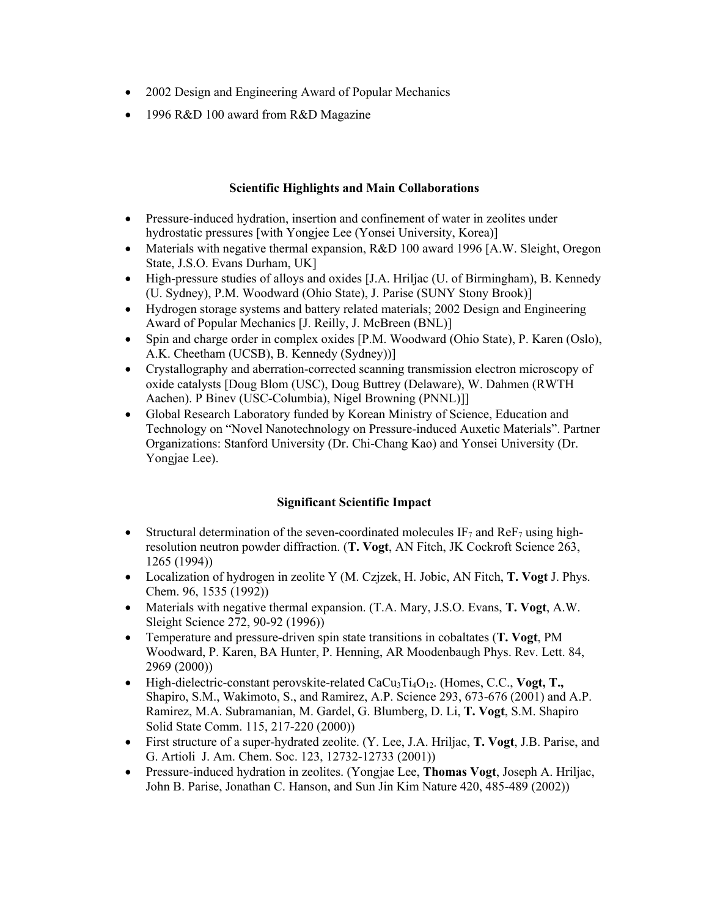- 2002 Design and Engineering Award of Popular Mechanics
- 1996 R&D 100 award from R&D Magazine

## Scientific Highlights and Main Collaborations

- Pressure-induced hydration, insertion and confinement of water in zeolites under hydrostatic pressures [with Yongjee Lee (Yonsei University, Korea)]
- Materials with negative thermal expansion, R&D 100 award 1996 [A.W. Sleight, Oregon State, J.S.O. Evans Durham, UK]
- High-pressure studies of alloys and oxides [J.A. Hriljac (U. of Birmingham), B. Kennedy (U. Sydney), P.M. Woodward (Ohio State), J. Parise (SUNY Stony Brook)]
- Hydrogen storage systems and battery related materials; 2002 Design and Engineering Award of Popular Mechanics [J. Reilly, J. McBreen (BNL)]
- Spin and charge order in complex oxides [P.M. Woodward (Ohio State), P. Karen (Oslo), A.K. Cheetham (UCSB), B. Kennedy (Sydney))]
- Crystallography and aberration-corrected scanning transmission electron microscopy of oxide catalysts [Doug Blom (USC), Doug Buttrey (Delaware), W. Dahmen (RWTH Aachen). P Binev (USC-Columbia), Nigel Browning (PNNL)]]
- Global Research Laboratory funded by Korean Ministry of Science, Education and Technology on "Novel Nanotechnology on Pressure-induced Auxetic Materials". Partner Organizations: Stanford University (Dr. Chi-Chang Kao) and Yonsei University (Dr. Yongjae Lee).

## Significant Scientific Impact

- Structural determination of the seven-coordinated molecules $IF_7$ and $ReF_7$ using high-resolution neutron powder diffraction. (**T. Vogt**, AN Fitch, JK Cockroft Science 263, 1265 (1994))
- Localization of hydrogen in zeolite Y (M. Czjzek, H. Jobic, AN Fitch, **T. Vogt** J. Phys. Chem. 96, 1535 (1992))
- Materials with negative thermal expansion. (T.A. Mary, J.S.O. Evans, **T. Vogt**, A.W. Sleight Science 272, 90-92 (1996))
- Temperature and pressure-driven spin state transitions in cobaltates (**T. Vogt**, PM Woodward, P. Karen, BA Hunter, P. Henning, AR Moodenbaugh Phys. Rev. Lett. 84, 2969 (2000))
- High-dielectric-constant perovskite-related $CaCu_3Ti_4O_{12}$. (Homes, C.C., **Vogt, T.,** Shapiro, S.M., Wakimoto, S., and Ramirez, A.P. Science 293, 673-676 (2001) and A.P. Ramirez, M.A. Subramanian, M. Gardel, G. Blumberg, D. Li, **T. Vogt**, S.M. Shapiro Solid State Comm. 115, 217-220 (2000))
- First structure of a super-hydrated zeolite. (Y. Lee, J.A. Hriljac, **T. Vogt**, J.B. Parise, and G. Artioli J. Am. Chem. Soc. 123, 12732-12733 (2001))
- Pressure-induced hydration in zeolites. (Yongjae Lee, **Thomas Vogt**, Joseph A. Hriljac, John B. Parise, Jonathan C. Hanson, and Sun Jin Kim Nature 420, 485-489 (2002))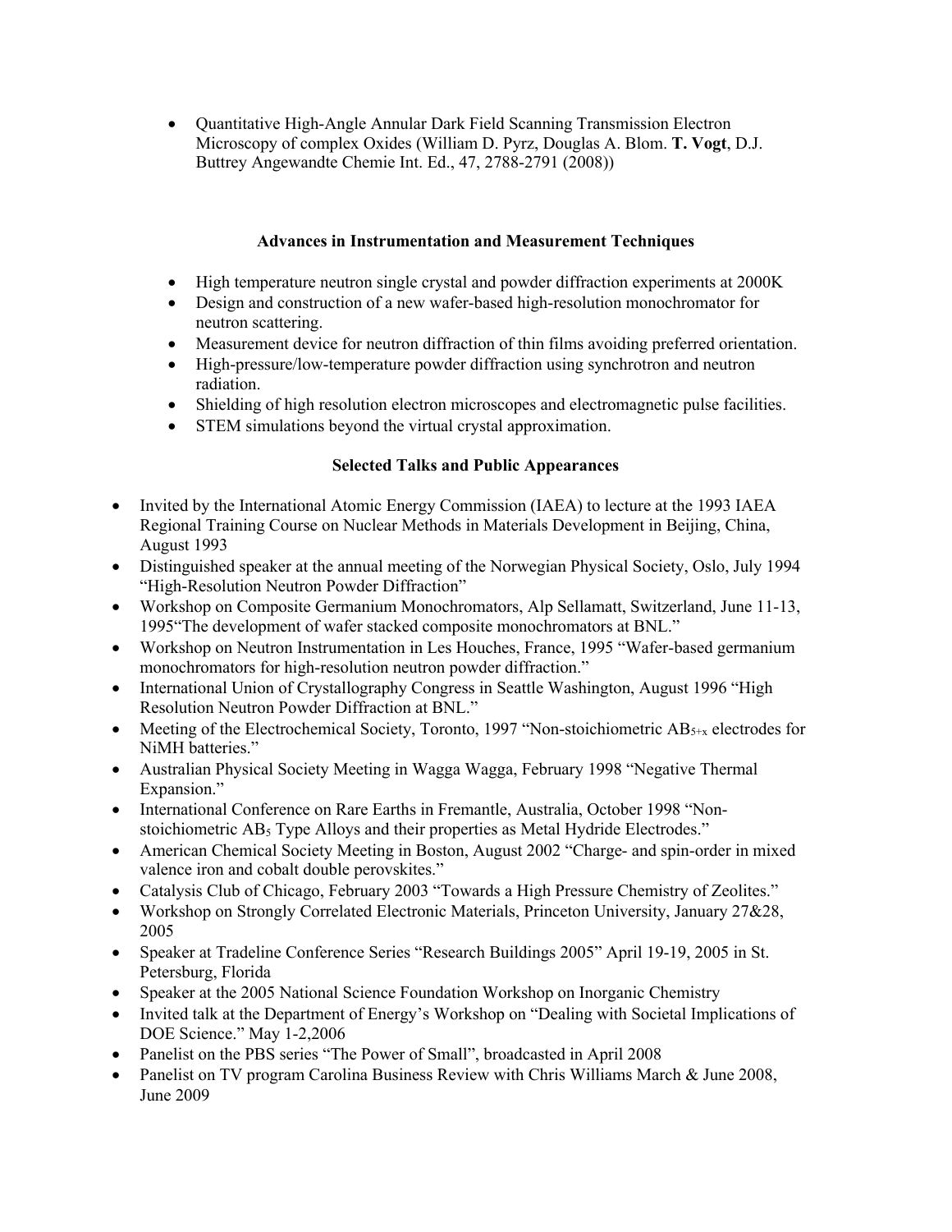- Quantitative High-Angle Annular Dark Field Scanning Transmission Electron Microscopy of complex Oxides (William D. Pyrz, Douglas A. Blom. **T. Vogt**, D.J. Buttrey Angewandte Chemie Int. Ed., 47, 2788-2791 (2008))

### Advances in Instrumentation and Measurement Techniques

- High temperature neutron single crystal and powder diffraction experiments at 2000K
- Design and construction of a new wafer-based high-resolution monochromator for neutron scattering.
- Measurement device for neutron diffraction of thin films avoiding preferred orientation.
- High-pressure/low-temperature powder diffraction using synchrotron and neutron radiation.
- Shielding of high resolution electron microscopes and electromagnetic pulse facilities.
- STEM simulations beyond the virtual crystal approximation.

### Selected Talks and Public Appearances

- Invited by the International Atomic Energy Commission (IAEA) to lecture at the 1993 IAEA Regional Training Course on Nuclear Methods in Materials Development in Beijing, China, August 1993
- Distinguished speaker at the annual meeting of the Norwegian Physical Society, Oslo, July 1994 "High-Resolution Neutron Powder Diffraction"
- Workshop on Composite Germanium Monochromators, Alp Sellamatt, Switzerland, June 11-13, 1995"The development of wafer stacked composite monochromators at BNL."
- Workshop on Neutron Instrumentation in Les Houches, France, 1995 "Wafer-based germanium monochromators for high-resolution neutron powder diffraction."
- International Union of Crystallography Congress in Seattle Washington, August 1996 "High Resolution Neutron Powder Diffraction at BNL."
- Meeting of the Electrochemical Society, Toronto, 1997 "Non-stoichiometric $AB_{5+x}$ electrodes for NiMH batteries."
- Australian Physical Society Meeting in Wagga Wagga, February 1998 "Negative Thermal Expansion."
- International Conference on Rare Earths in Fremantle, Australia, October 1998 "Non-stoichiometric $AB_5$ Type Alloys and their properties as Metal Hydride Electrodes."
- American Chemical Society Meeting in Boston, August 2002 "Charge- and spin-order in mixed valence iron and cobalt double perovskites."
- Catalysis Club of Chicago, February 2003 "Towards a High Pressure Chemistry of Zeolites."
- Workshop on Strongly Correlated Electronic Materials, Princeton University, January 27&28, 2005
- Speaker at Tradeline Conference Series "Research Buildings 2005" April 19-19, 2005 in St. Petersburg, Florida
- Speaker at the 2005 National Science Foundation Workshop on Inorganic Chemistry
- Invited talk at the Department of Energy's Workshop on "Dealing with Societal Implications of DOE Science." May 1-2,2006
- Panelist on the PBS series "The Power of Small", broadcasted in April 2008
- Panelist on TV program Carolina Business Review with Chris Williams March & June 2008, June 2009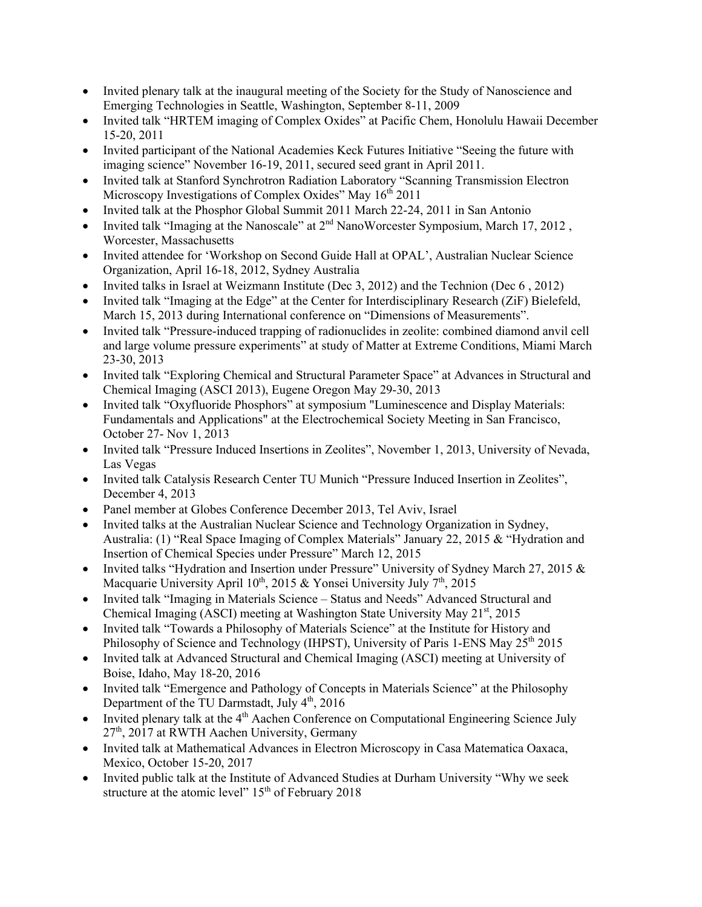- Invited plenary talk at the inaugural meeting of the Society for the Study of Nanoscience and Emerging Technologies in Seattle, Washington, September 8-11, 2009
- Invited talk "HRTEM imaging of Complex Oxides" at Pacific Chem, Honolulu Hawaii December 15-20, 2011
- Invited participant of the National Academies Keck Futures Initiative "Seeing the future with imaging science" November 16-19, 2011, secured seed grant in April 2011.
- Invited talk at Stanford Synchrotron Radiation Laboratory "Scanning Transmission Electron Microscopy Investigations of Complex Oxides" May 16th 2011
- Invited talk at the Phosphor Global Summit 2011 March 22-24, 2011 in San Antonio
- Invited talk "Imaging at the Nanoscale" at 2nd NanoWorcester Symposium, March 17, 2012 , Worcester, Massachusetts
- Invited attendee for 'Workshop on Second Guide Hall at OPAL', Australian Nuclear Science Organization, April 16-18, 2012, Sydney Australia
- Invited talks in Israel at Weizmann Institute (Dec 3, 2012) and the Technion (Dec 6 , 2012)
- Invited talk "Imaging at the Edge" at the Center for Interdisciplinary Research (ZiF) Bielefeld, March 15, 2013 during International conference on "Dimensions of Measurements".
- Invited talk "Pressure-induced trapping of radionuclides in zeolite: combined diamond anvil cell and large volume pressure experiments" at study of Matter at Extreme Conditions, Miami March 23-30, 2013
- Invited talk "Exploring Chemical and Structural Parameter Space" at Advances in Structural and Chemical Imaging (ASCI 2013), Eugene Oregon May 29-30, 2013
- Invited talk "Oxyfluoride Phosphors" at symposium "Luminescence and Display Materials: Fundamentals and Applications" at the Electrochemical Society Meeting in San Francisco, October 27- Nov 1, 2013
- Invited talk "Pressure Induced Insertions in Zeolites", November 1, 2013, University of Nevada, Las Vegas
- Invited talk Catalysis Research Center TU Munich "Pressure Induced Insertion in Zeolites", December 4, 2013
- Panel member at Globes Conference December 2013, Tel Aviv, Israel
- Invited talks at the Australian Nuclear Science and Technology Organization in Sydney, Australia: (1) "Real Space Imaging of Complex Materials" January 22, 2015 & "Hydration and Insertion of Chemical Species under Pressure" March 12, 2015
- Invited talks "Hydration and Insertion under Pressure" University of Sydney March 27, 2015 & Macquarie University April 10th, 2015 & Yonsei University July 7th, 2015
- Invited talk "Imaging in Materials Science – Status and Needs" Advanced Structural and Chemical Imaging (ASCI) meeting at Washington State University May 21st, 2015
- Invited talk "Towards a Philosophy of Materials Science" at the Institute for History and Philosophy of Science and Technology (IHPST), University of Paris 1-ENS May 25th 2015
- Invited talk at Advanced Structural and Chemical Imaging (ASCI) meeting at University of Boise, Idaho, May 18-20, 2016
- Invited talk "Emergence and Pathology of Concepts in Materials Science" at the Philosophy Department of the TU Darmstadt, July 4th, 2016
- Invited plenary talk at the 4th Aachen Conference on Computational Engineering Science July 27th, 2017 at RWTH Aachen University, Germany
- Invited talk at Mathematical Advances in Electron Microscopy in Casa Matematica Oaxaca, Mexico, October 15-20, 2017
- Invited public talk at the Institute of Advanced Studies at Durham University "Why we seek structure at the atomic level" 15th of February 2018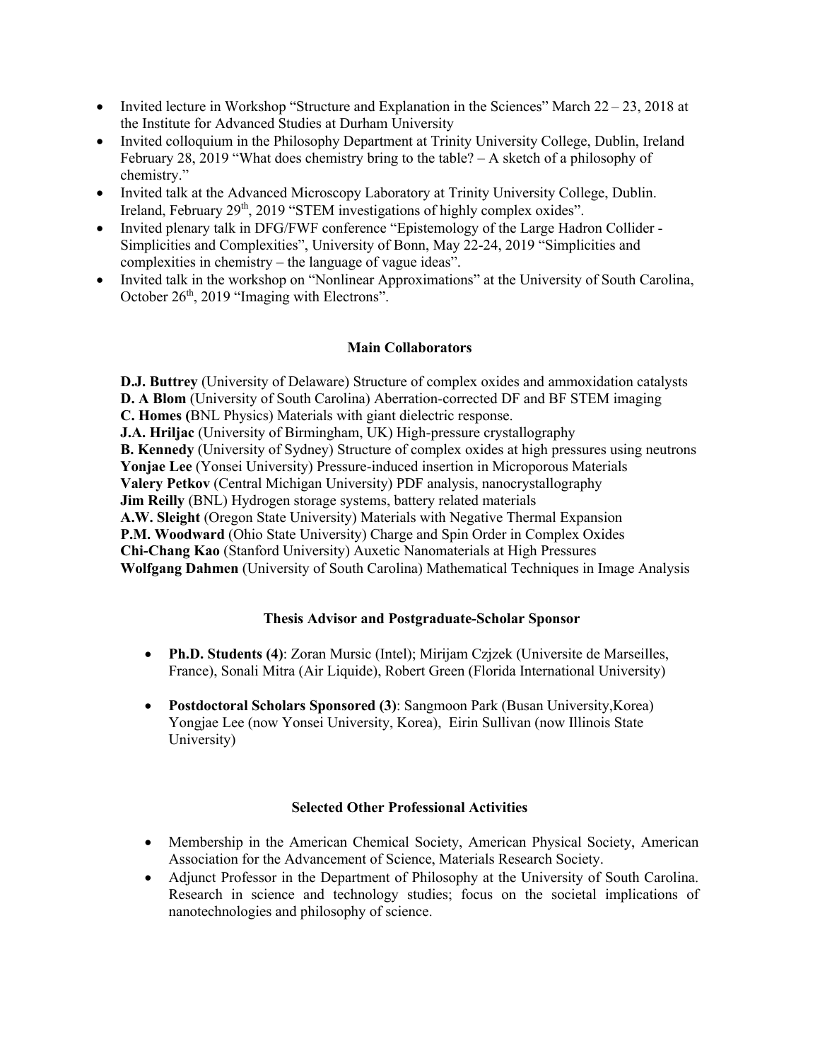- Invited lecture in Workshop "Structure and Explanation in the Sciences" March 22 – 23, 2018 at the Institute for Advanced Studies at Durham University
- Invited colloquium in the Philosophy Department at Trinity University College, Dublin, Ireland February 28, 2019 "What does chemistry bring to the table? – A sketch of a philosophy of chemistry."
- Invited talk at the Advanced Microscopy Laboratory at Trinity University College, Dublin. Ireland, February 29th, 2019 "STEM investigations of highly complex oxides".
- Invited plenary talk in DFG/FWF conference "Epistemology of the Large Hadron Collider - Simplicities and Complexities", University of Bonn, May 22-24, 2019 "Simplicities and complexities in chemistry – the language of vague ideas".
- Invited talk in the workshop on "Nonlinear Approximations" at the University of South Carolina, October 26th, 2019 "Imaging with Electrons".

### Main Collaborators

**D.J. Buttrey** (University of Delaware) Structure of complex oxides and ammoxidation catalysts
**D. A Blom** (University of South Carolina) Aberration-corrected DF and BF STEM imaging
**C. Homes (**BNL Physics) Materials with giant dielectric response.
**J.A. Hriljac** (University of Birmingham, UK) High-pressure crystallography
**B. Kennedy** (University of Sydney) Structure of complex oxides at high pressures using neutrons
**Yonjae Lee** (Yonsei University) Pressure-induced insertion in Microporous Materials
**Valery Petkov** (Central Michigan University) PDF analysis, nanocrystallography
**Jim Reilly** (BNL) Hydrogen storage systems, battery related materials
**A.W. Sleight** (Oregon State University) Materials with Negative Thermal Expansion
**P.M. Woodward** (Ohio State University) Charge and Spin Order in Complex Oxides
**Chi-Chang Kao** (Stanford University) Auxetic Nanomaterials at High Pressures
**Wolfgang Dahmen** (University of South Carolina) Mathematical Techniques in Image Analysis

### Thesis Advisor and Postgraduate-Scholar Sponsor

- **Ph.D. Students (4)**: Zoran Mursic (Intel); Mirijam Czjzek (Universite de Marseilles, France), Sonali Mitra (Air Liquide), Robert Green (Florida International University)

- **Postdoctoral Scholars Sponsored (3)**: Sangmoon Park (Busan University,Korea) Yongjae Lee (now Yonsei University, Korea), Eirin Sullivan (now Illinois State University)

### Selected Other Professional Activities

- Membership in the American Chemical Society, American Physical Society, American Association for the Advancement of Science, Materials Research Society.
- Adjunct Professor in the Department of Philosophy at the University of South Carolina. Research in science and technology studies; focus on the societal implications of nanotechnologies and philosophy of science.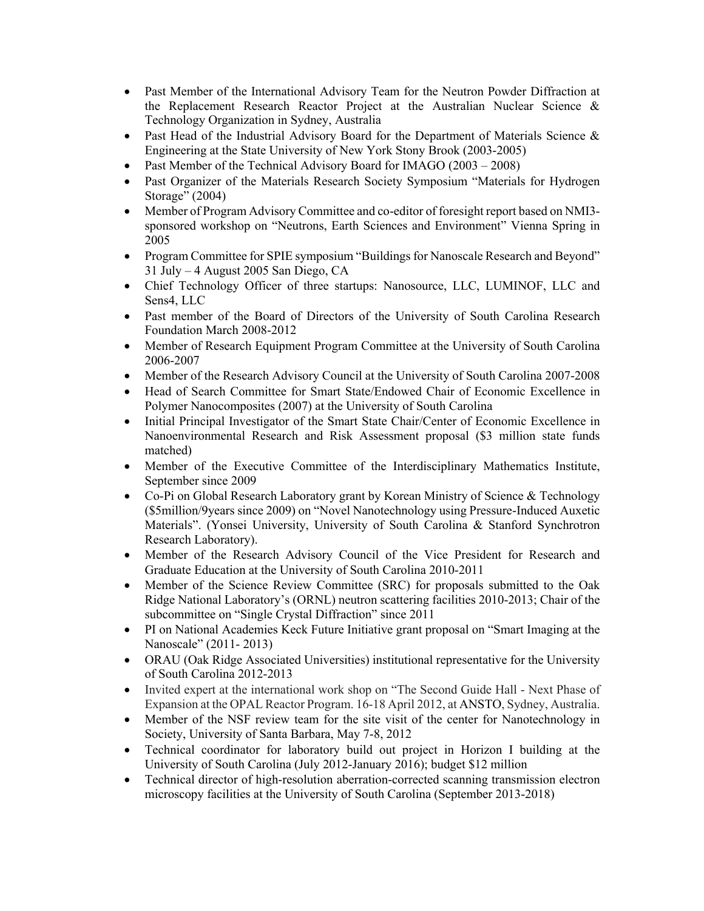- Past Member of the International Advisory Team for the Neutron Powder Diffraction at the Replacement Research Reactor Project at the Australian Nuclear Science & Technology Organization in Sydney, Australia
- Past Head of the Industrial Advisory Board for the Department of Materials Science & Engineering at the State University of New York Stony Brook (2003-2005)
- Past Member of the Technical Advisory Board for IMAGO (2003 – 2008)
- Past Organizer of the Materials Research Society Symposium "Materials for Hydrogen Storage" (2004)
- Member of Program Advisory Committee and co-editor of foresight report based on NMI3-sponsored workshop on "Neutrons, Earth Sciences and Environment" Vienna Spring in 2005
- Program Committee for SPIE symposium "Buildings for Nanoscale Research and Beyond" 31 July – 4 August 2005 San Diego, CA
- Chief Technology Officer of three startups: Nanosource, LLC, LUMINOF, LLC and Sens4, LLC
- Past member of the Board of Directors of the University of South Carolina Research Foundation March 2008-2012
- Member of Research Equipment Program Committee at the University of South Carolina 2006-2007
- Member of the Research Advisory Council at the University of South Carolina 2007-2008
- Head of Search Committee for Smart State/Endowed Chair of Economic Excellence in Polymer Nanocomposites (2007) at the University of South Carolina
- Initial Principal Investigator of the Smart State Chair/Center of Economic Excellence in Nanoenvironmental Research and Risk Assessment proposal ($3 million state funds matched)
- Member of the Executive Committee of the Interdisciplinary Mathematics Institute, September since 2009
- Co-Pi on Global Research Laboratory grant by Korean Ministry of Science & Technology ($5million/9years since 2009) on "Novel Nanotechnology using Pressure-Induced Auxetic Materials". (Yonsei University, University of South Carolina & Stanford Synchrotron Research Laboratory).
- Member of the Research Advisory Council of the Vice President for Research and Graduate Education at the University of South Carolina 2010-2011
- Member of the Science Review Committee (SRC) for proposals submitted to the Oak Ridge National Laboratory's (ORNL) neutron scattering facilities 2010-2013; Chair of the subcommittee on "Single Crystal Diffraction" since 2011
- PI on National Academies Keck Future Initiative grant proposal on "Smart Imaging at the Nanoscale" (2011- 2013)
- ORAU (Oak Ridge Associated Universities) institutional representative for the University of South Carolina 2012-2013
- Invited expert at the international work shop on "The Second Guide Hall - Next Phase of Expansion at the OPAL Reactor Program. 16-18 April 2012, at ANSTO, Sydney, Australia.
- Member of the NSF review team for the site visit of the center for Nanotechnology in Society, University of Santa Barbara, May 7-8, 2012
- Technical coordinator for laboratory build out project in Horizon I building at the University of South Carolina (July 2012-January 2016); budget $12 million
- Technical director of high-resolution aberration-corrected scanning transmission electron microscopy facilities at the University of South Carolina (September 2013-2018)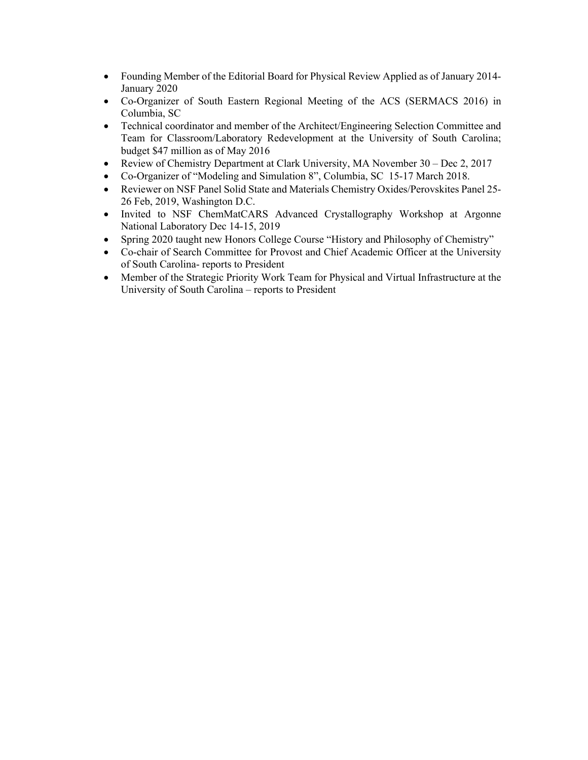- Founding Member of the Editorial Board for Physical Review Applied as of January 2014- January 2020
- Co-Organizer of South Eastern Regional Meeting of the ACS (SERMACS 2016) in Columbia, SC
- Technical coordinator and member of the Architect/Engineering Selection Committee and Team for Classroom/Laboratory Redevelopment at the University of South Carolina; budget $47 million as of May 2016
- Review of Chemistry Department at Clark University, MA November 30 – Dec 2, 2017
- Co-Organizer of "Modeling and Simulation 8", Columbia, SC 15-17 March 2018.
- Reviewer on NSF Panel Solid State and Materials Chemistry Oxides/Perovskites Panel 25-26 Feb, 2019, Washington D.C.
- Invited to NSF ChemMatCARS Advanced Crystallography Workshop at Argonne National Laboratory Dec 14-15, 2019
- Spring 2020 taught new Honors College Course "History and Philosophy of Chemistry"
- Co-chair of Search Committee for Provost and Chief Academic Officer at the University of South Carolina- reports to President
- Member of the Strategic Priority Work Team for Physical and Virtual Infrastructure at the University of South Carolina – reports to President